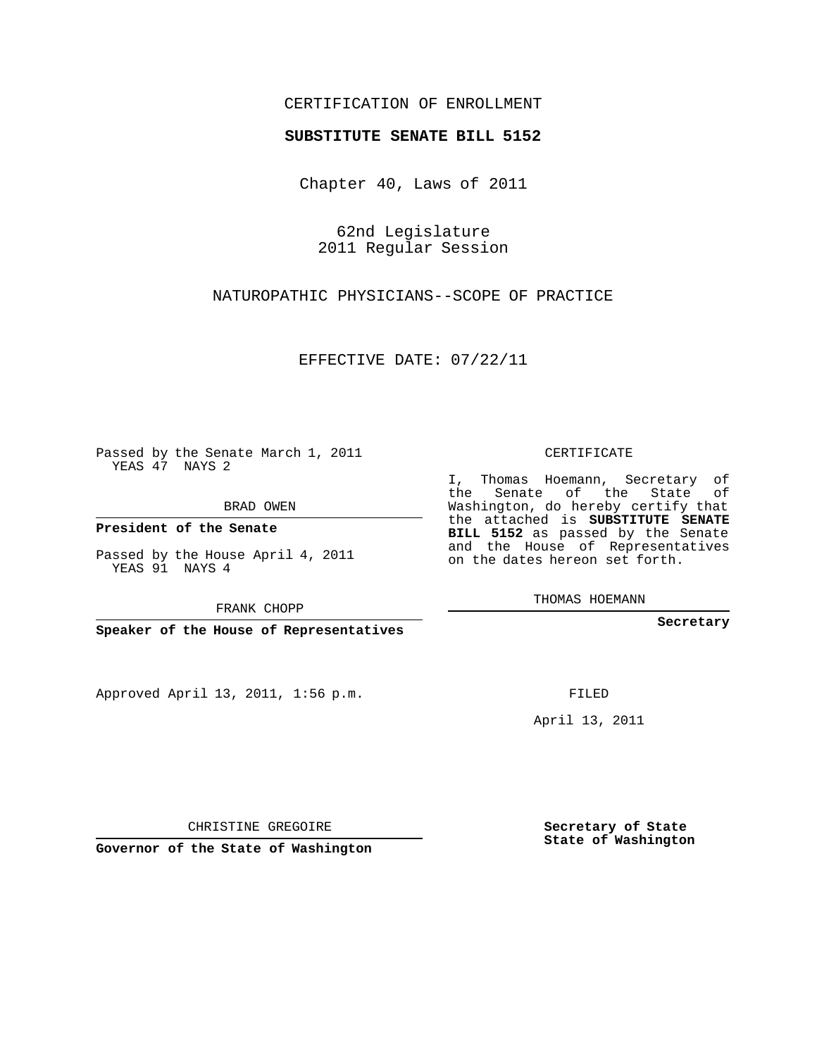CERTIFICATION OF ENROLLMENT

**SUBSTITUTE SENATE BILL 5152**

Chapter 40, Laws of 2011

62nd Legislature
2011 Regular Session

NATUROPATHIC PHYSICIANS--SCOPE OF PRACTICE

EFFECTIVE DATE: 07/22/11

Passed by the Senate March 1, 2011
YEAS 47 NAYS 2

BRAD OWEN

**President of the Senate**

Passed by the House April 4, 2011
YEAS 91 NAYS 4

FRANK CHOPP

**Speaker of the House of Representatives**

CERTIFICATE

I, Thomas Hoemann, Secretary of the Senate of the State of Washington, do hereby certify that the attached is **SUBSTITUTE SENATE BILL 5152** as passed by the Senate and the House of Representatives on the dates hereon set forth.

THOMAS HOEMANN

**Secretary**

Approved April 13, 2011, 1:56 p.m.

FILED

April 13, 2011

CHRISTINE GREGOIRE

**Governor of the State of Washington**

**Secretary of State**
**State of Washington**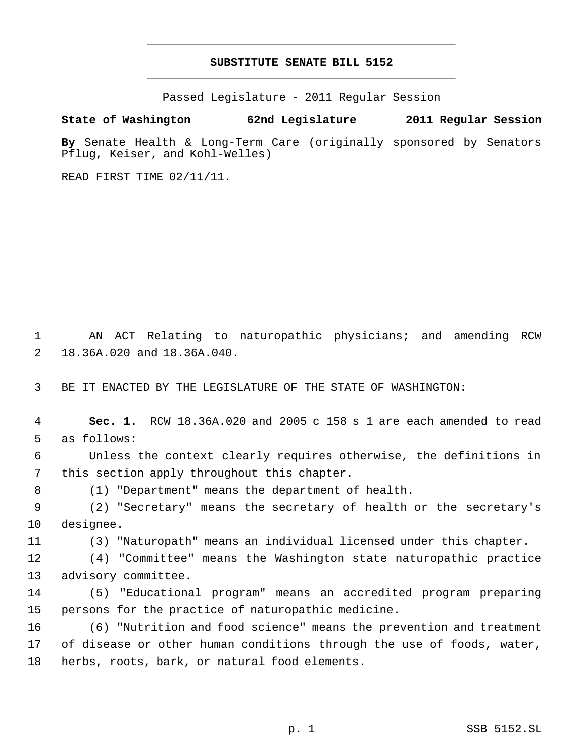# SUBSTITUTE SENATE BILL 5152

Passed Legislature - 2011 Regular Session

**State of Washington 62nd Legislature 2011 Regular Session**

**By** Senate Health & Long-Term Care (originally sponsored by Senators Pflug, Keiser, and Kohl-Welles)

READ FIRST TIME 02/11/11.

AN ACT Relating to naturopathic physicians; and amending RCW 18.36A.020 and 18.36A.040.

BE IT ENACTED BY THE LEGISLATURE OF THE STATE OF WASHINGTON:

**Sec. 1.** RCW 18.36A.020 and 2005 c 158 s 1 are each amended to read as follows:

Unless the context clearly requires otherwise, the definitions in this section apply throughout this chapter.

(1) "Department" means the department of health.

(2) "Secretary" means the secretary of health or the secretary's designee.

(3) "Naturopath" means an individual licensed under this chapter.

(4) "Committee" means the Washington state naturopathic practice advisory committee.

(5) "Educational program" means an accredited program preparing persons for the practice of naturopathic medicine.

(6) "Nutrition and food science" means the prevention and treatment of disease or other human conditions through the use of foods, water, herbs, roots, bark, or natural food elements.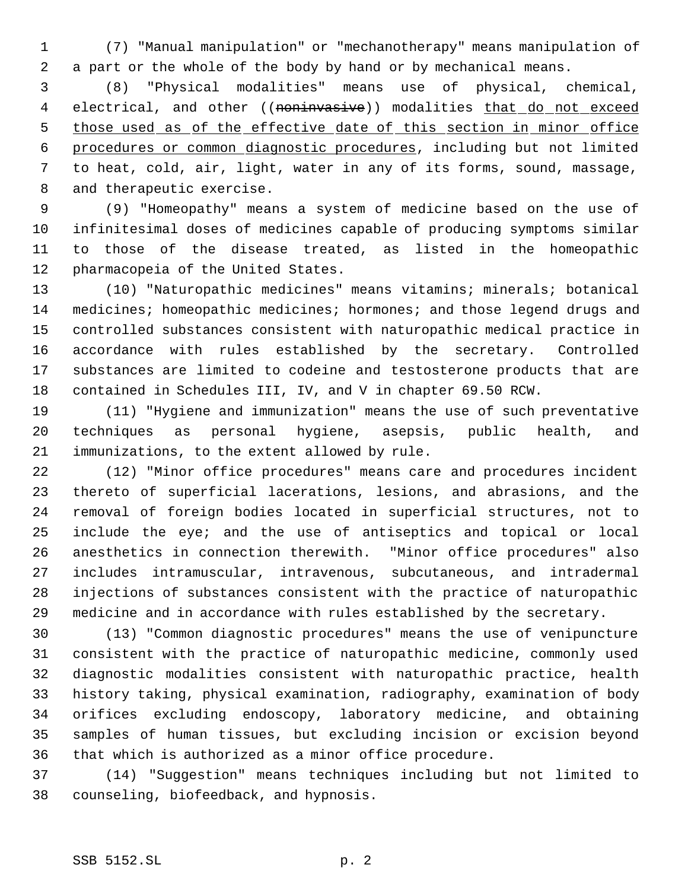(7) "Manual manipulation" or "mechanotherapy" means manipulation of a part or the whole of the body by hand or by mechanical means.

(8) "Physical modalities" means use of physical, chemical, electrical, and other ((~~noninvasive~~)) modalities <u>that do not exceed those used as of the effective date of this section in minor office procedures or common diagnostic procedures</u>, including but not limited to heat, cold, air, light, water in any of its forms, sound, massage, and therapeutic exercise.

(9) "Homeopathy" means a system of medicine based on the use of infinitesimal doses of medicines capable of producing symptoms similar to those of the disease treated, as listed in the homeopathic pharmacopeia of the United States.

(10) "Naturopathic medicines" means vitamins; minerals; botanical medicines; homeopathic medicines; hormones; and those legend drugs and controlled substances consistent with naturopathic medical practice in accordance with rules established by the secretary. Controlled substances are limited to codeine and testosterone products that are contained in Schedules III, IV, and V in chapter 69.50 RCW.

(11) "Hygiene and immunization" means the use of such preventative techniques as personal hygiene, asepsis, public health, and immunizations, to the extent allowed by rule.

(12) "Minor office procedures" means care and procedures incident thereto of superficial lacerations, lesions, and abrasions, and the removal of foreign bodies located in superficial structures, not to include the eye; and the use of antiseptics and topical or local anesthetics in connection therewith. "Minor office procedures" also includes intramuscular, intravenous, subcutaneous, and intradermal injections of substances consistent with the practice of naturopathic medicine and in accordance with rules established by the secretary.

(13) "Common diagnostic procedures" means the use of venipuncture consistent with the practice of naturopathic medicine, commonly used diagnostic modalities consistent with naturopathic practice, health history taking, physical examination, radiography, examination of body orifices excluding endoscopy, laboratory medicine, and obtaining samples of human tissues, but excluding incision or excision beyond that which is authorized as a minor office procedure.

(14) "Suggestion" means techniques including but not limited to counseling, biofeedback, and hypnosis.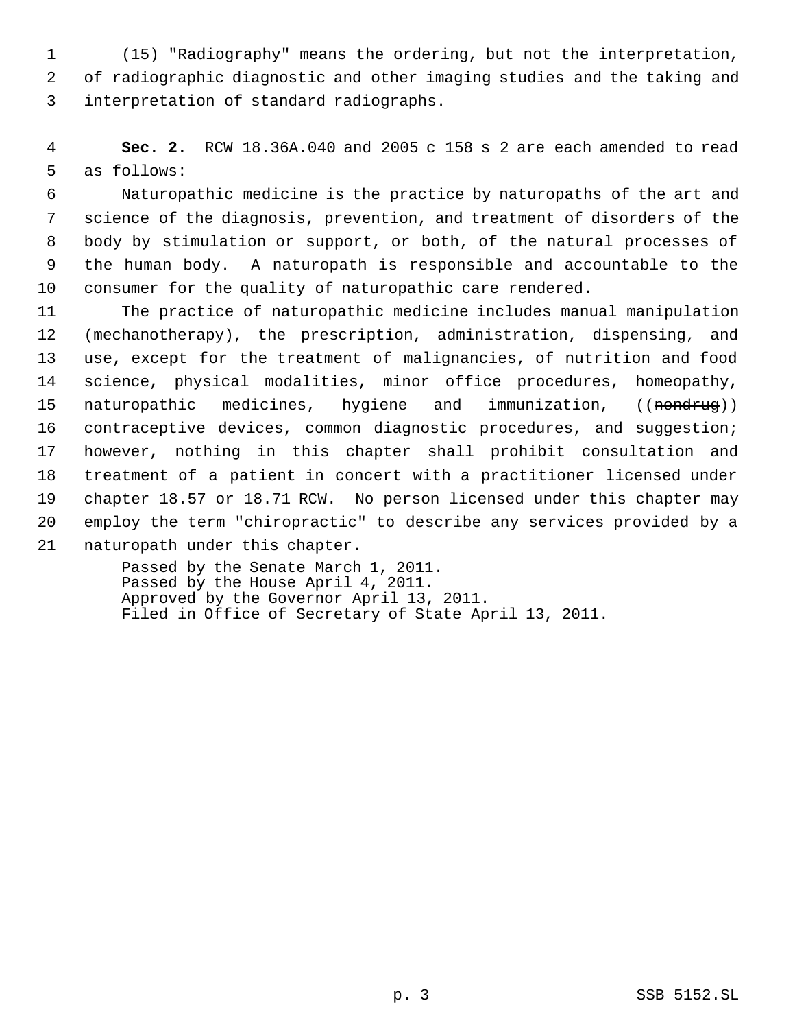(15) "Radiography" means the ordering, but not the interpretation, of radiographic diagnostic and other imaging studies and the taking and interpretation of standard radiographs.

**Sec. 2.** RCW 18.36A.040 and 2005 c 158 s 2 are each amended to read as follows:

Naturopathic medicine is the practice by naturopaths of the art and science of the diagnosis, prevention, and treatment of disorders of the body by stimulation or support, or both, of the natural processes of the human body. A naturopath is responsible and accountable to the consumer for the quality of naturopathic care rendered.

The practice of naturopathic medicine includes manual manipulation (mechanotherapy), the prescription, administration, dispensing, and use, except for the treatment of malignancies, of nutrition and food science, physical modalities, minor office procedures, homeopathy, naturopathic medicines, hygiene and immunization, ((~~nondrug~~)) contraceptive devices, common diagnostic procedures, and suggestion; however, nothing in this chapter shall prohibit consultation and treatment of a patient in concert with a practitioner licensed under chapter 18.57 or 18.71 RCW. No person licensed under this chapter may employ the term "chiropractic" to describe any services provided by a naturopath under this chapter.

Passed by the Senate March 1, 2011.
Passed by the House April 4, 2011.
Approved by the Governor April 13, 2011.
Filed in Office of Secretary of State April 13, 2011.